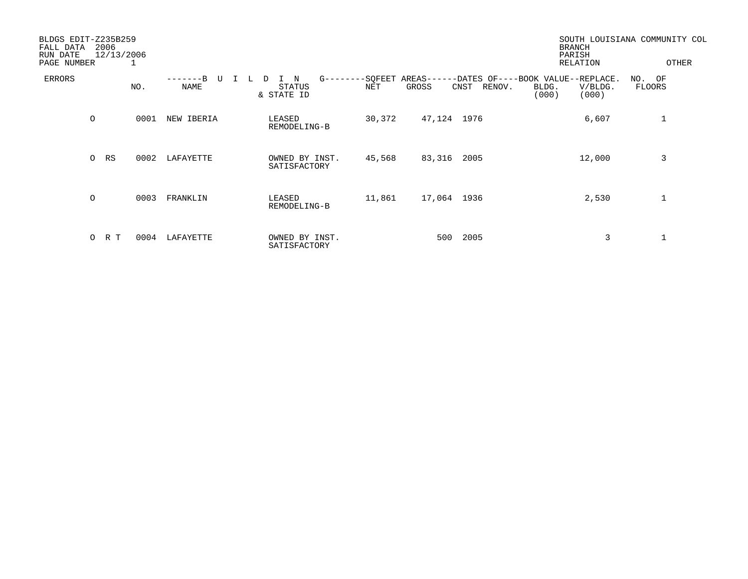BLDGS EDIT-Z235B259
FALL DATA 2006
RUN DATE 12/13/2006
PAGE NUMBER 1

SOUTH LOUISIANA COMMUNITY COL
BRANCH
PARISH
RELATION OTHER

| ERRORS | NO. | BUILDING NAME | STATUS & STATE ID | SQFEET AREAS NET | SQFEET AREAS GROSS | DATES OF CNST | DATES OF RENOV. | BOOK VALUE BLDG. (000) | REPLACE. V/BLDG. (000) | NO. OF FLOORS |
|---|---|---|---|---|---|---|---|---|---|---|
| O | 0001 | NEW IBERIA | LEASED REMODELING-B | 30,372 | 47,124 | 1976 | | | 6,607 | 1 |
| O RS | 0002 | LAFAYETTE | OWNED BY INST. SATISFACTORY | 45,568 | 83,316 | 2005 | | | 12,000 | 3 |
| O | 0003 | FRANKLIN | LEASED REMODELING-B | 11,861 | 17,064 | 1936 | | | 2,530 | 1 |
| O R T | 0004 | LAFAYETTE | OWNED BY INST. SATISFACTORY | | 500 | 2005 | | | 3 | 1 |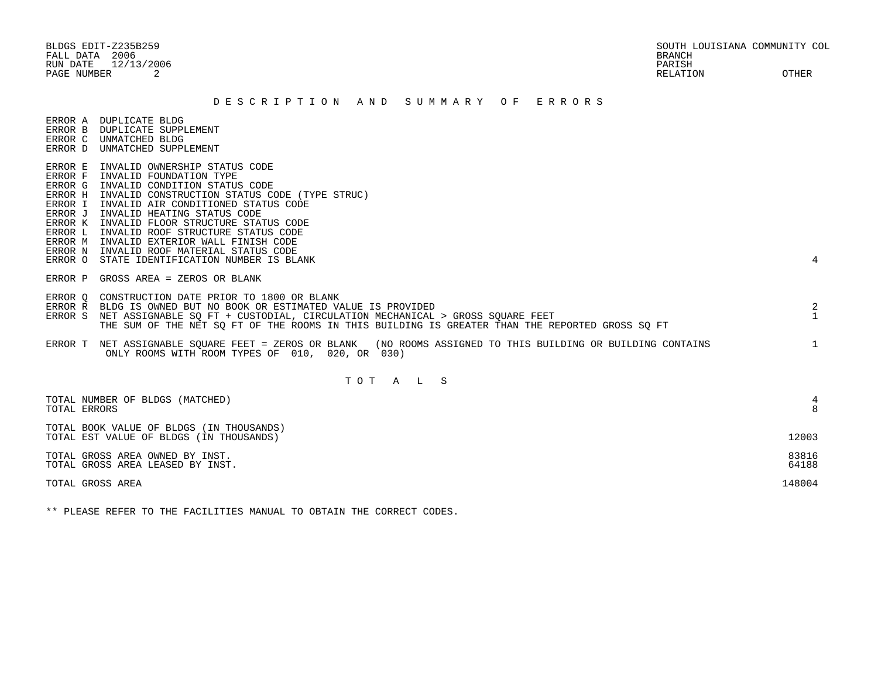BLDGS EDIT-Z235B259
FALL DATA 2006
RUN DATE 12/13/2006
PAGE NUMBER 2

SOUTH LOUISIANA COMMUNITY COL
BRANCH
PARISH
RELATION OTHER

## DESCRIPTION AND SUMMARY OF ERRORS

| | | |
|---|---|---|
| ERROR A | DUPLICATE BLDG | |
| ERROR B | DUPLICATE SUPPLEMENT | |
| ERROR C | UNMATCHED BLDG | |
| ERROR D | UNMATCHED SUPPLEMENT | |
| ERROR E | INVALID OWNERSHIP STATUS CODE | |
| ERROR F | INVALID FOUNDATION TYPE | |
| ERROR G | INVALID CONDITION STATUS CODE | |
| ERROR H | INVALID CONSTRUCTION STATUS CODE (TYPE STRUC) | |
| ERROR I | INVALID AIR CONDITIONED STATUS CODE | |
| ERROR J | INVALID HEATING STATUS CODE | |
| ERROR K | INVALID FLOOR STRUCTURE STATUS CODE | |
| ERROR L | INVALID ROOF STRUCTURE STATUS CODE | |
| ERROR M | INVALID EXTERIOR WALL FINISH CODE | |
| ERROR N | INVALID ROOF MATERIAL STATUS CODE | |
| ERROR O | STATE IDENTIFICATION NUMBER IS BLANK | 4 |
| ERROR P | GROSS AREA = ZEROS OR BLANK | |
| ERROR Q | CONSTRUCTION DATE PRIOR TO 1800 OR BLANK | |
| ERROR R | BLDG IS OWNED BUT NO BOOK OR ESTIMATED VALUE IS PROVIDED | 2 |
| ERROR S | NET ASSIGNABLE SQ FT + CUSTODIAL, CIRCULATION MECHANICAL > GROSS SQUARE FEET<br>THE SUM OF THE NET SQ FT OF THE ROOMS IN THIS BUILDING IS GREATER THAN THE REPORTED GROSS SQ FT | 1 |
| ERROR T | NET ASSIGNABLE SQUARE FEET = ZEROS OR BLANK (NO ROOMS ASSIGNED TO THIS BUILDING OR BUILDING CONTAINS ONLY ROOMS WITH ROOM TYPES OF 010, 020, OR 030) | 1 |

## TOTALS

| | |
|---|---|
| TOTAL NUMBER OF BLDGS (MATCHED) | 4 |
| TOTAL ERRORS | 8 |
| TOTAL BOOK VALUE OF BLDGS (IN THOUSANDS) | |
| TOTAL EST VALUE OF BLDGS (IN THOUSANDS) | 12003 |
| TOTAL GROSS AREA OWNED BY INST. | 83816 |
| TOTAL GROSS AREA LEASED BY INST. | 64188 |
| TOTAL GROSS AREA | 148004 |

** PLEASE REFER TO THE FACILITIES MANUAL TO OBTAIN THE CORRECT CODES.